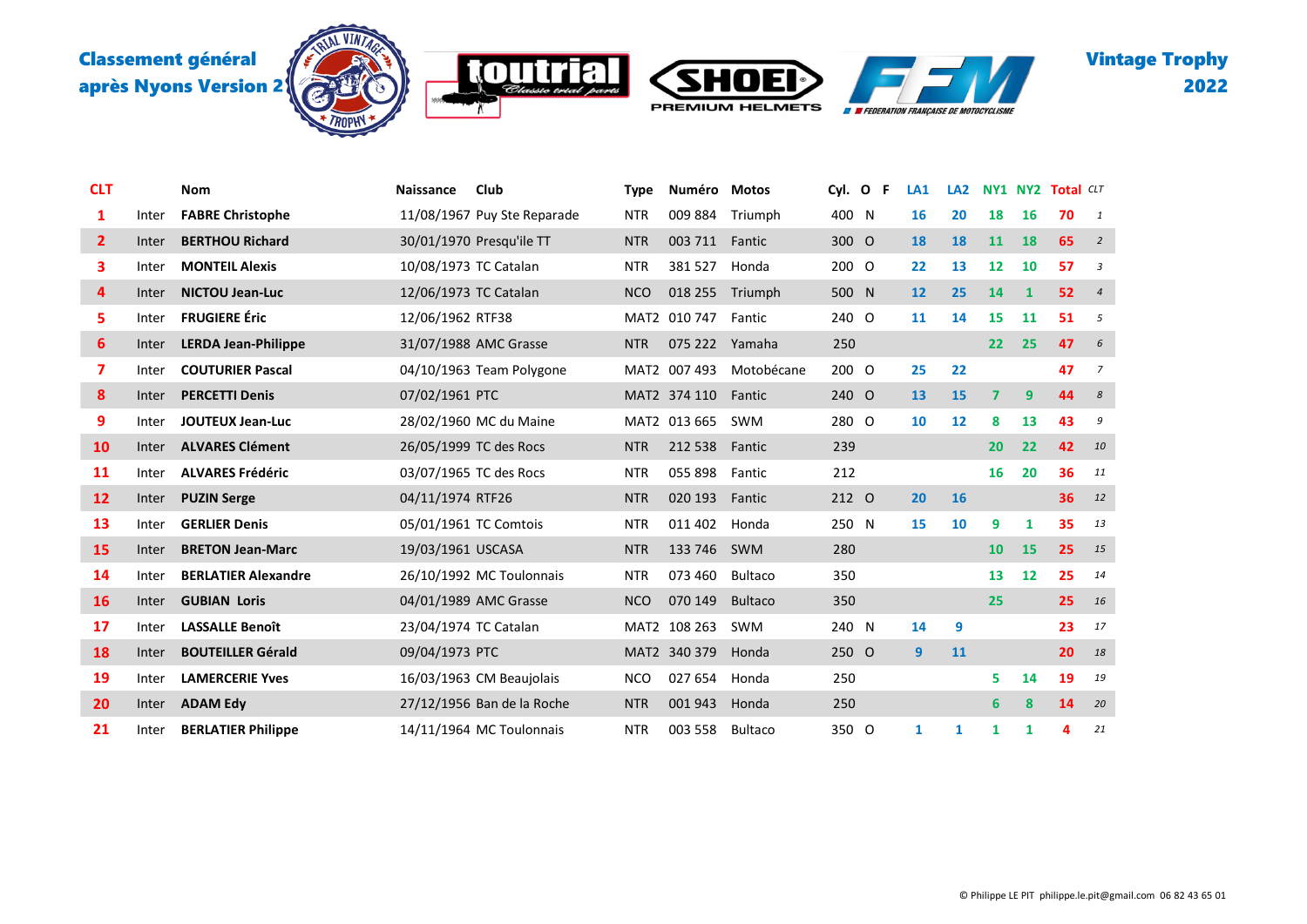**Classement général après Nyons Version 2**

**Vintage Trophy 2022**

| CLT | | Nom | Naissance | Club | Type | Numéro | Motos | Cyl. | O | F | LA1 | LA2 | NY1 | NY2 | Total | CLT |
|---|---|---|---|---|---|---|---|---|---|---|---|---|---|---|---|---|
| 1 | Inter | FABRE Christophe | 11/08/1967 | Puy Ste Reparade | NTR | 009 884 | Triumph | 400 | N | | 16 | 20 | 18 | 16 | 70 | 1 |
| 2 | Inter | BERTHOU Richard | 30/01/1970 | Presqu'ile TT | NTR | 003 711 | Fantic | 300 | O | | 18 | 18 | 11 | 18 | 65 | 2 |
| 3 | Inter | MONTEIL Alexis | 10/08/1973 | TC Catalan | NTR | 381 527 | Honda | 200 | O | | 22 | 13 | 12 | 10 | 57 | 3 |
| 4 | Inter | NICTOU Jean-Luc | 12/06/1973 | TC Catalan | NCO | 018 255 | Triumph | 500 | N | | 12 | 25 | 14 | 1 | 52 | 4 |
| 5 | Inter | FRUGIERE Éric | 12/06/1962 | RTF38 | MAT2 | 010 747 | Fantic | 240 | O | | 11 | 14 | 15 | 11 | 51 | 5 |
| 6 | Inter | LERDA Jean-Philippe | 31/07/1988 | AMC Grasse | NTR | 075 222 | Yamaha | 250 | | | | | 22 | 25 | 47 | 6 |
| 7 | Inter | COUTURIER Pascal | 04/10/1963 | Team Polygone | MAT2 | 007 493 | Motobécane | 200 | O | | 25 | 22 | | | 47 | 7 |
| 8 | Inter | PERCETTI Denis | 07/02/1961 | PTC | MAT2 | 374 110 | Fantic | 240 | O | | 13 | 15 | 7 | 9 | 44 | 8 |
| 9 | Inter | JOUTEUX Jean-Luc | 28/02/1960 | MC du Maine | MAT2 | 013 665 | SWM | 280 | O | | 10 | 12 | 8 | 13 | 43 | 9 |
| 10 | Inter | ALVARES Clément | 26/05/1999 | TC des Rocs | NTR | 212 538 | Fantic | 239 | | | | | 20 | 22 | 42 | 10 |
| 11 | Inter | ALVARES Frédéric | 03/07/1965 | TC des Rocs | NTR | 055 898 | Fantic | 212 | | | | | 16 | 20 | 36 | 11 |
| 12 | Inter | PUZIN Serge | 04/11/1974 | RTF26 | NTR | 020 193 | Fantic | 212 | O | | 20 | 16 | | | 36 | 12 |
| 13 | Inter | GERLIER Denis | 05/01/1961 | TC Comtois | NTR | 011 402 | Honda | 250 | N | | 15 | 10 | 9 | 1 | 35 | 13 |
| 15 | Inter | BRETON Jean-Marc | 19/03/1961 | USCASA | NTR | 133 746 | SWM | 280 | | | | | 10 | 15 | 25 | 15 |
| 14 | Inter | BERLATIER Alexandre | 26/10/1992 | MC Toulonnais | NTR | 073 460 | Bultaco | 350 | | | | | 13 | 12 | 25 | 14 |
| 16 | Inter | GUBIAN Loris | 04/01/1989 | AMC Grasse | NCO | 070 149 | Bultaco | 350 | | | | | 25 | | 25 | 16 |
| 17 | Inter | LASSALLE Benoît | 23/04/1974 | TC Catalan | MAT2 | 108 263 | SWM | 240 | N | | 14 | 9 | | | 23 | 17 |
| 18 | Inter | BOUTEILLER Gérald | 09/04/1973 | PTC | MAT2 | 340 379 | Honda | 250 | O | | 9 | 11 | | | 20 | 18 |
| 19 | Inter | LAMERCERIE Yves | 16/03/1963 | CM Beaujolais | NCO | 027 654 | Honda | 250 | | | | | 5 | 14 | 19 | 19 |
| 20 | Inter | ADAM Edy | 27/12/1956 | Ban de la Roche | NTR | 001 943 | Honda | 250 | | | | | 6 | 8 | 14 | 20 |
| 21 | Inter | BERLATIER Philippe | 14/11/1964 | MC Toulonnais | NTR | 003 558 | Bultaco | 350 | O | | 1 | 1 | 1 | 1 | 4 | 21 |

© Philippe LE PIT philippe.le.pit@gmail.com 06 82 43 65 01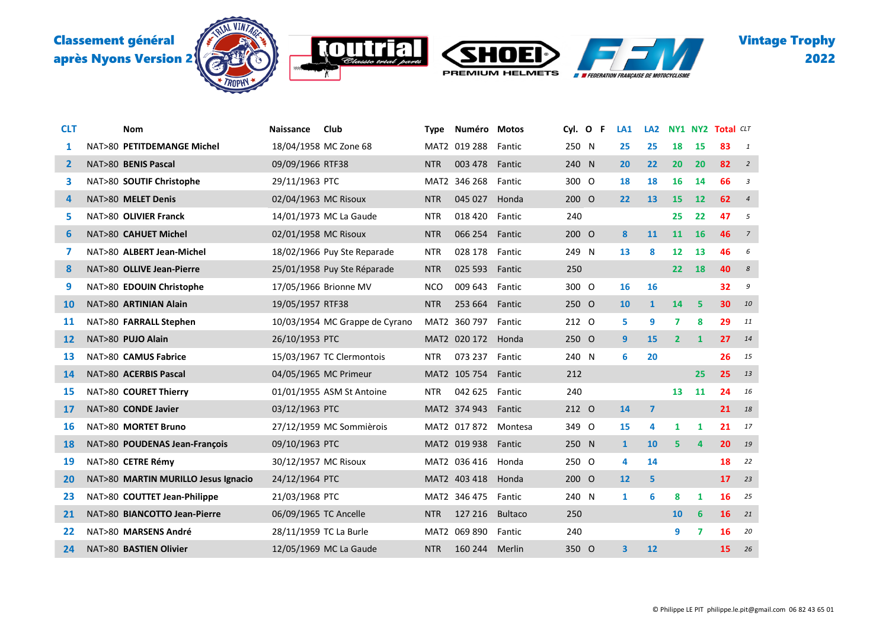**Classement général après Nyons Version 2**

**Vintage Trophy 2022**

| CLT | | Nom | Naissance | Club | Type | Numéro | Motos | Cyl. | O | F | LA1 | LA2 | NY1 | NY2 | Total | CLT |
|---|---|---|---|---|---|---|---|---|---|---|---|---|---|---|---|---|
| 1 | NAT>80 | **PETITDEMANGE Michel** | 18/04/1958 | MC Zone 68 | MAT2 | 019 288 | Fantic | 250 | N | | 25 | 25 | 18 | 15 | 83 | 1 |
| 2 | NAT>80 | **BENIS Pascal** | 09/09/1966 | RTF38 | NTR | 003 478 | Fantic | 240 | N | | 20 | 22 | 20 | 20 | 82 | 2 |
| 3 | NAT>80 | **SOUTIF Christophe** | 29/11/1963 | PTC | MAT2 | 346 268 | Fantic | 300 | O | | 18 | 18 | 16 | 14 | 66 | 3 |
| 4 | NAT>80 | **MELET Denis** | 02/04/1963 | MC Risoux | NTR | 045 027 | Honda | 200 | O | | 22 | 13 | 15 | 12 | 62 | 4 |
| 5 | NAT>80 | **OLIVIER Franck** | 14/01/1973 | MC La Gaude | NTR | 018 420 | Fantic | 240 | | | | | 25 | 22 | 47 | 5 |
| 6 | NAT>80 | **CAHUET Michel** | 02/01/1958 | MC Risoux | NTR | 066 254 | Fantic | 200 | O | | 8 | 11 | 11 | 16 | 46 | 7 |
| 7 | NAT>80 | **ALBERT Jean-Michel** | 18/02/1966 | Puy Ste Reparade | NTR | 028 178 | Fantic | 249 | N | | 13 | 8 | 12 | 13 | 46 | 6 |
| 8 | NAT>80 | **OLLIVE Jean-Pierre** | 25/01/1958 | Puy Ste Réparade | NTR | 025 593 | Fantic | 250 | | | | | 22 | 18 | 40 | 8 |
| 9 | NAT>80 | **EDOUIN Christophe** | 17/05/1966 | Brionne MV | NCO | 009 643 | Fantic | 300 | O | | 16 | 16 | | | 32 | 9 |
| 10 | NAT>80 | **ARTINIAN Alain** | 19/05/1957 | RTF38 | NTR | 253 664 | Fantic | 250 | O | | 10 | 1 | 14 | 5 | 30 | 10 |
| 11 | NAT>80 | **FARRALL Stephen** | 10/03/1954 | MC Grappe de Cyrano | MAT2 | 360 797 | Fantic | 212 | O | | 5 | 9 | 7 | 8 | 29 | 11 |
| 12 | NAT>80 | **PUJO Alain** | 26/10/1953 | PTC | MAT2 | 020 172 | Honda | 250 | O | | 9 | 15 | 2 | 1 | 27 | 14 |
| 13 | NAT>80 | **CAMUS Fabrice** | 15/03/1967 | TC Clermontois | NTR | 073 237 | Fantic | 240 | N | | 6 | 20 | | | 26 | 15 |
| 14 | NAT>80 | **ACERBIS Pascal** | 04/05/1965 | MC Primeur | MAT2 | 105 754 | Fantic | 212 | | | | | | 25 | 25 | 13 |
| 15 | NAT>80 | **COURET Thierry** | 01/01/1955 | ASM St Antoine | NTR | 042 625 | Fantic | 240 | | | | | 13 | 11 | 24 | 16 |
| 17 | NAT>80 | **CONDE Javier** | 03/12/1963 | PTC | MAT2 | 374 943 | Fantic | 212 | O | | 14 | 7 | | | 21 | 18 |
| 16 | NAT>80 | **MORTET Bruno** | 27/12/1959 | MC Sommièrois | MAT2 | 017 872 | Montesa | 349 | O | | 15 | 4 | 1 | 1 | 21 | 17 |
| 18 | NAT>80 | **POUDENAS Jean-François** | 09/10/1963 | PTC | MAT2 | 019 938 | Fantic | 250 | N | | 1 | 10 | 5 | 4 | 20 | 19 |
| 19 | NAT>80 | **CETRE Rémy** | 30/12/1957 | MC Risoux | MAT2 | 036 416 | Honda | 250 | O | | 4 | 14 | | | 18 | 22 |
| 20 | NAT>80 | **MARTIN MURILLO Jesus Ignacio** | 24/12/1964 | PTC | MAT2 | 403 418 | Honda | 200 | O | | 12 | 5 | | | 17 | 23 |
| 23 | NAT>80 | **COUTTET Jean-Philippe** | 21/03/1968 | PTC | MAT2 | 346 475 | Fantic | 240 | N | | 1 | 6 | 8 | 1 | 16 | 25 |
| 21 | NAT>80 | **BIANCOTTO Jean-Pierre** | 06/09/1965 | TC Ancelle | NTR | 127 216 | Bultaco | 250 | | | | | 10 | 6 | 16 | 21 |
| 22 | NAT>80 | **MARSENS André** | 28/11/1959 | TC La Burle | MAT2 | 069 890 | Fantic | 240 | | | | | 9 | 7 | 16 | 20 |
| 24 | NAT>80 | **BASTIEN Olivier** | 12/05/1969 | MC La Gaude | NTR | 160 244 | Merlin | 350 | O | | 3 | 12 | | | 15 | 26 |

© Philippe LE PIT philippe.le.pit@gmail.com 06 82 43 65 01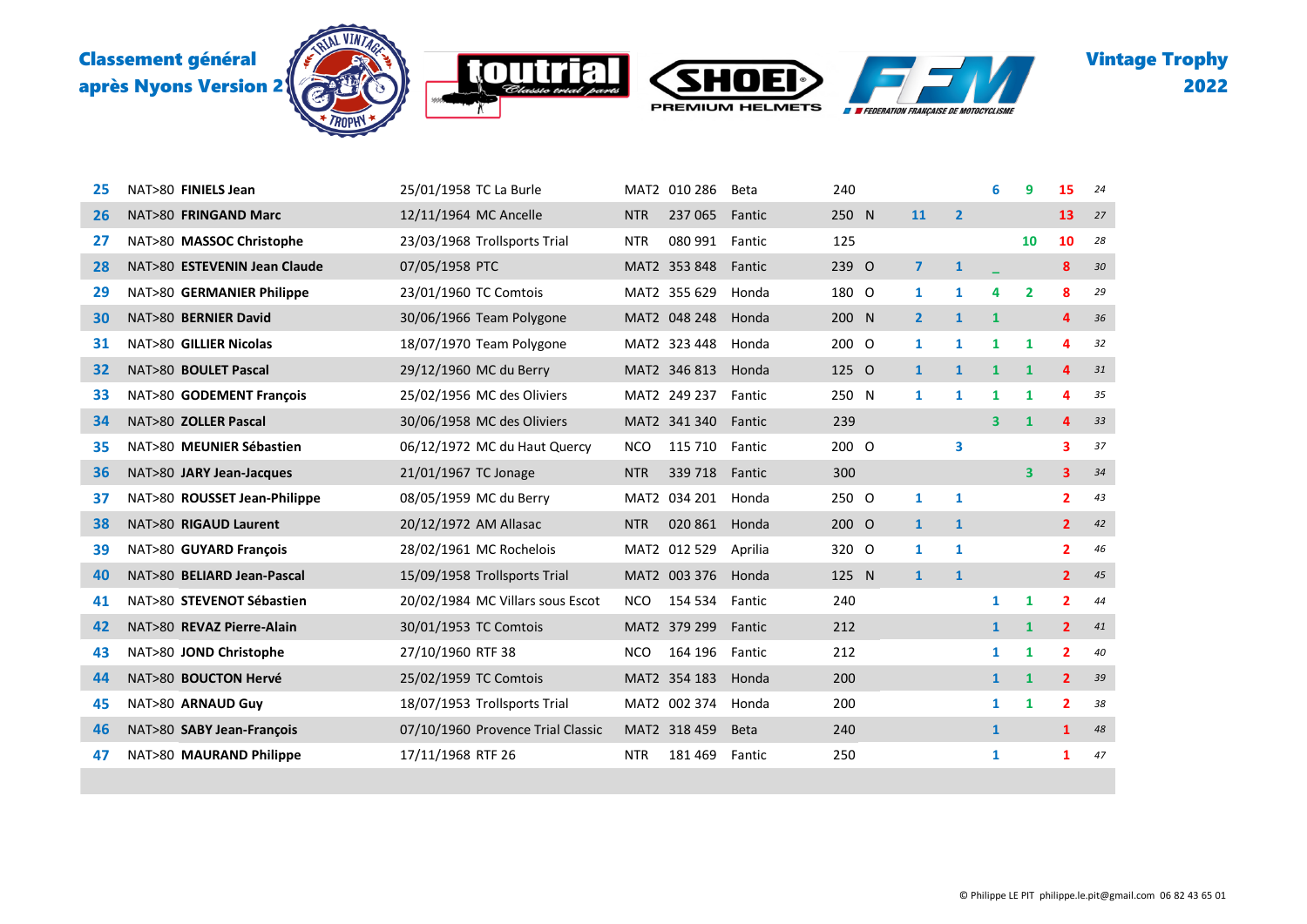| | | | | | | | | | | | | | | | | |
|---|---|---|---|---|---|---|---|---|---|---|---|---|---|---|---|---|
| 25 | NAT>80 | **FINIELS Jean** | 25/01/1958 | TC La Burle | MAT2 | 010 286 | Beta | 240 | | | | 6 | 9 | 15 | *24* |
| 26 | NAT>80 | **FRINGAND Marc** | 12/11/1964 | MC Ancelle | NTR | 237 065 | Fantic | 250 | N | 11 | 2 | | | 13 | *27* |
| 27 | NAT>80 | **MASSOC Christophe** | 23/03/1968 | Trollsports Trial | NTR | 080 991 | Fantic | 125 | | | | | 10 | 10 | *28* |
| 28 | NAT>80 | **ESTEVENIN Jean Claude** | 07/05/1958 | PTC | MAT2 | 353 848 | Fantic | 239 | O | 7 | 1 | _ | | 8 | *30* |
| 29 | NAT>80 | **GERMANIER Philippe** | 23/01/1960 | TC Comtois | MAT2 | 355 629 | Honda | 180 | O | 1 | 1 | 4 | 2 | 8 | *29* |
| 30 | NAT>80 | **BERNIER David** | 30/06/1966 | Team Polygone | MAT2 | 048 248 | Honda | 200 | N | 2 | 1 | 1 | | 4 | *36* |
| 31 | NAT>80 | **GILLIER Nicolas** | 18/07/1970 | Team Polygone | MAT2 | 323 448 | Honda | 200 | O | 1 | 1 | 1 | 1 | 4 | *32* |
| 32 | NAT>80 | **BOULET Pascal** | 29/12/1960 | MC du Berry | MAT2 | 346 813 | Honda | 125 | O | 1 | 1 | 1 | 1 | 4 | *31* |
| 33 | NAT>80 | **GODEMENT François** | 25/02/1956 | MC des Oliviers | MAT2 | 249 237 | Fantic | 250 | N | 1 | 1 | 1 | 1 | 4 | *35* |
| 34 | NAT>80 | **ZOLLER Pascal** | 30/06/1958 | MC des Oliviers | MAT2 | 341 340 | Fantic | 239 | | | | 3 | 1 | 4 | *33* |
| 35 | NAT>80 | **MEUNIER Sébastien** | 06/12/1972 | MC du Haut Quercy | NCO | 115 710 | Fantic | 200 | O | | 3 | | | 3 | *37* |
| 36 | NAT>80 | **JARY Jean-Jacques** | 21/01/1967 | TC Jonage | NTR | 339 718 | Fantic | 300 | | | | | 3 | 3 | *34* |
| 37 | NAT>80 | **ROUSSET Jean-Philippe** | 08/05/1959 | MC du Berry | MAT2 | 034 201 | Honda | 250 | O | 1 | 1 | | | 2 | *43* |
| 38 | NAT>80 | **RIGAUD Laurent** | 20/12/1972 | AM Allasac | NTR | 020 861 | Honda | 200 | O | 1 | 1 | | | 2 | *42* |
| 39 | NAT>80 | **GUYARD François** | 28/02/1961 | MC Rochelois | MAT2 | 012 529 | Aprilia | 320 | O | 1 | 1 | | | 2 | *46* |
| 40 | NAT>80 | **BELIARD Jean-Pascal** | 15/09/1958 | Trollsports Trial | MAT2 | 003 376 | Honda | 125 | N | 1 | 1 | | | 2 | *45* |
| 41 | NAT>80 | **STEVENOT Sébastien** | 20/02/1984 | MC Villars sous Escot | NCO | 154 534 | Fantic | 240 | | | | 1 | 1 | 2 | *44* |
| 42 | NAT>80 | **REVAZ Pierre-Alain** | 30/01/1953 | TC Comtois | MAT2 | 379 299 | Fantic | 212 | | | | 1 | 1 | 2 | *41* |
| 43 | NAT>80 | **JOND Christophe** | 27/10/1960 | RTF 38 | NCO | 164 196 | Fantic | 212 | | | | 1 | 1 | 2 | *40* |
| 44 | NAT>80 | **BOUCTON Hervé** | 25/02/1959 | TC Comtois | MAT2 | 354 183 | Honda | 200 | | | | 1 | 1 | 2 | *39* |
| 45 | NAT>80 | **ARNAUD Guy** | 18/07/1953 | Trollsports Trial | MAT2 | 002 374 | Honda | 200 | | | | 1 | 1 | 2 | *38* |
| 46 | NAT>80 | **SABY Jean-François** | 07/10/1960 | Provence Trial Classic | MAT2 | 318 459 | Beta | 240 | | | | 1 | | 1 | *48* |
| 47 | NAT>80 | **MAURAND Philippe** | 17/11/1968 | RTF 26 | NTR | 181 469 | Fantic | 250 | | | | 1 | | 1 | *47* |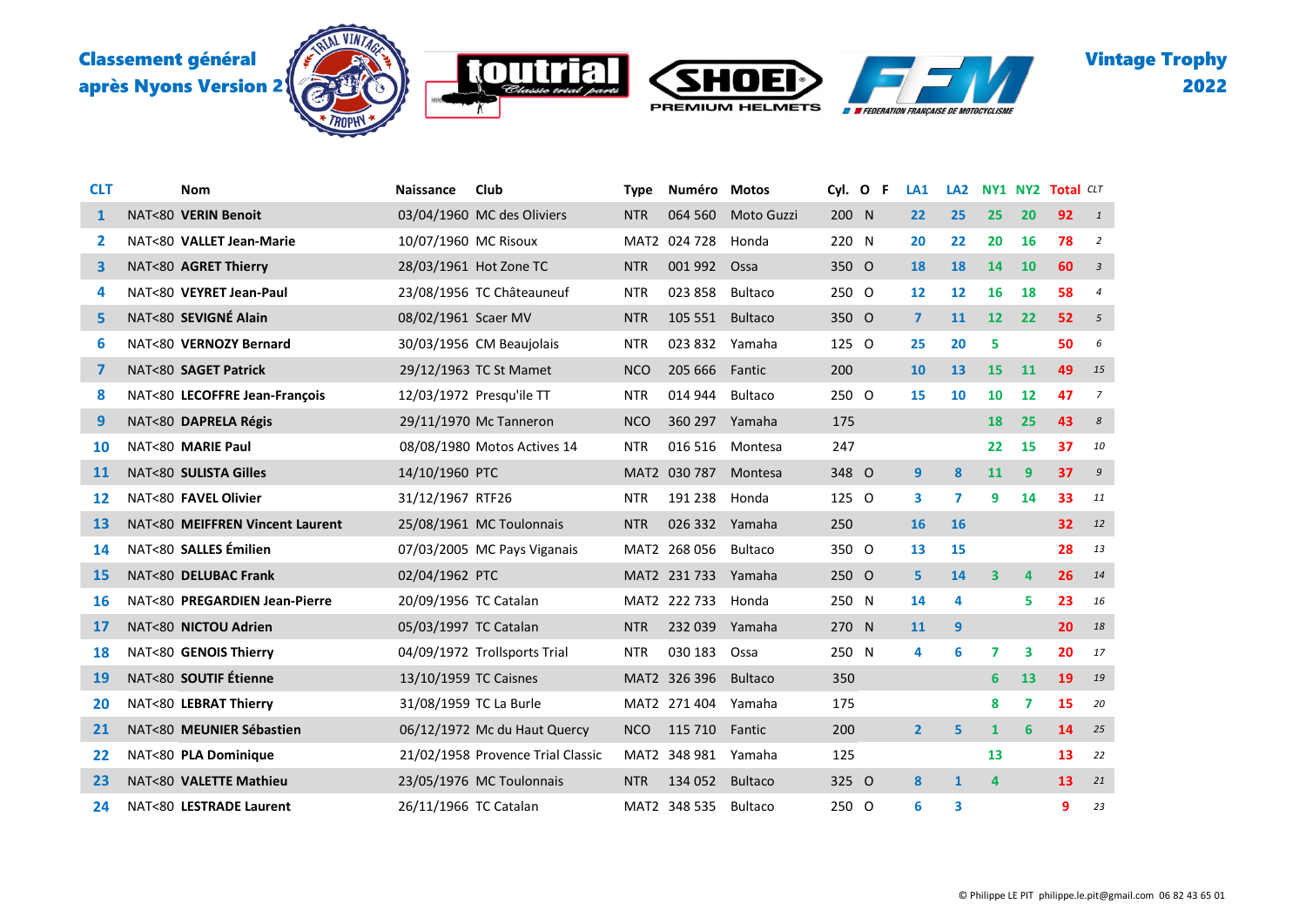**Classement général après Nyons Version 2**

**Vintage Trophy 2022**

| CLT | | Nom | Naissance | Club | Type | Numéro | Motos | Cyl. | O | F | LA1 | LA2 | NY1 | NY2 | Total | CLT |
|---|---|---|---|---|---|---|---|---|---|---|---|---|---|---|---|---|
| 1 | NAT<80 | **VERIN Benoit** | 03/04/1960 | MC des Oliviers | NTR | 064 560 | Moto Guzzi | 200 | N | | 22 | 25 | 25 | 20 | 92 | 1 |
| 2 | NAT<80 | **VALLET Jean-Marie** | 10/07/1960 | MC Risoux | MAT2 | 024 728 | Honda | 220 | N | | 20 | 22 | 20 | 16 | 78 | 2 |
| 3 | NAT<80 | **AGRET Thierry** | 28/03/1961 | Hot Zone TC | NTR | 001 992 | Ossa | 350 | O | | 18 | 18 | 14 | 10 | 60 | 3 |
| 4 | NAT<80 | **VEYRET Jean-Paul** | 23/08/1956 | TC Châteauneuf | NTR | 023 858 | Bultaco | 250 | O | | 12 | 12 | 16 | 18 | 58 | 4 |
| 5 | NAT<80 | **SEVIGNÉ Alain** | 08/02/1961 | Scaer MV | NTR | 105 551 | Bultaco | 350 | O | | 7 | 11 | 12 | 22 | 52 | 5 |
| 6 | NAT<80 | **VERNOZY Bernard** | 30/03/1956 | CM Beaujolais | NTR | 023 832 | Yamaha | 125 | O | | 25 | 20 | 5 | | 50 | 6 |
| 7 | NAT<80 | **SAGET Patrick** | 29/12/1963 | TC St Mamet | NCO | 205 666 | Fantic | 200 | | | 10 | 13 | 15 | 11 | 49 | 15 |
| 8 | NAT<80 | **LECOFFRE Jean-François** | 12/03/1972 | Presqu'ile TT | NTR | 014 944 | Bultaco | 250 | O | | 15 | 10 | 10 | 12 | 47 | 7 |
| 9 | NAT<80 | **DAPRELA Régis** | 29/11/1970 | Mc Tanneron | NCO | 360 297 | Yamaha | 175 | | | | | 18 | 25 | 43 | 8 |
| 10 | NAT<80 | **MARIE Paul** | 08/08/1980 | Motos Actives 14 | NTR | 016 516 | Montesa | 247 | | | | | 22 | 15 | 37 | 10 |
| 11 | NAT<80 | **SULISTA Gilles** | 14/10/1960 | PTC | MAT2 | 030 787 | Montesa | 348 | O | | 9 | 8 | 11 | 9 | 37 | 9 |
| 12 | NAT<80 | **FAVEL Olivier** | 31/12/1967 | RTF26 | NTR | 191 238 | Honda | 125 | O | | 3 | 7 | 9 | 14 | 33 | 11 |
| 13 | NAT<80 | **MEIFFREN Vincent Laurent** | 25/08/1961 | MC Toulonnais | NTR | 026 332 | Yamaha | 250 | | | 16 | 16 | | | 32 | 12 |
| 14 | NAT<80 | **SALLES Émilien** | 07/03/2005 | MC Pays Viganais | MAT2 | 268 056 | Bultaco | 350 | O | | 13 | 15 | | | 28 | 13 |
| 15 | NAT<80 | **DELUBAC Frank** | 02/04/1962 | PTC | MAT2 | 231 733 | Yamaha | 250 | O | | 5 | 14 | 3 | 4 | 26 | 14 |
| 16 | NAT<80 | **PREGARDIEN Jean-Pierre** | 20/09/1956 | TC Catalan | MAT2 | 222 733 | Honda | 250 | N | | 14 | 4 | | 5 | 23 | 16 |
| 17 | NAT<80 | **NICTOU Adrien** | 05/03/1997 | TC Catalan | NTR | 232 039 | Yamaha | 270 | N | | 11 | 9 | | | 20 | 18 |
| 18 | NAT<80 | **GENOIS Thierry** | 04/09/1972 | Trollsports Trial | NTR | 030 183 | Ossa | 250 | N | | 4 | 6 | 7 | 3 | 20 | 17 |
| 19 | NAT<80 | **SOUTIF Étienne** | 13/10/1959 | TC Caisnes | MAT2 | 326 396 | Bultaco | 350 | | | | | 6 | 13 | 19 | 19 |
| 20 | NAT<80 | **LEBRAT Thierry** | 31/08/1959 | TC La Burle | MAT2 | 271 404 | Yamaha | 175 | | | | | 8 | 7 | 15 | 20 |
| 21 | NAT<80 | **MEUNIER Sébastien** | 06/12/1972 | Mc du Haut Quercy | NCO | 115 710 | Fantic | 200 | | | 2 | 5 | 1 | 6 | 14 | 25 |
| 22 | NAT<80 | **PLA Dominique** | 21/02/1958 | Provence Trial Classic | MAT2 | 348 981 | Yamaha | 125 | | | | | 13 | | 13 | 22 |
| 23 | NAT<80 | **VALETTE Mathieu** | 23/05/1976 | MC Toulonnais | NTR | 134 052 | Bultaco | 325 | O | | 8 | 1 | 4 | | 13 | 21 |
| 24 | NAT<80 | **LESTRADE Laurent** | 26/11/1966 | TC Catalan | MAT2 | 348 535 | Bultaco | 250 | O | | 6 | 3 | | | 9 | 23 |

© Philippe LE PIT philippe.le.pit@gmail.com 06 82 43 65 01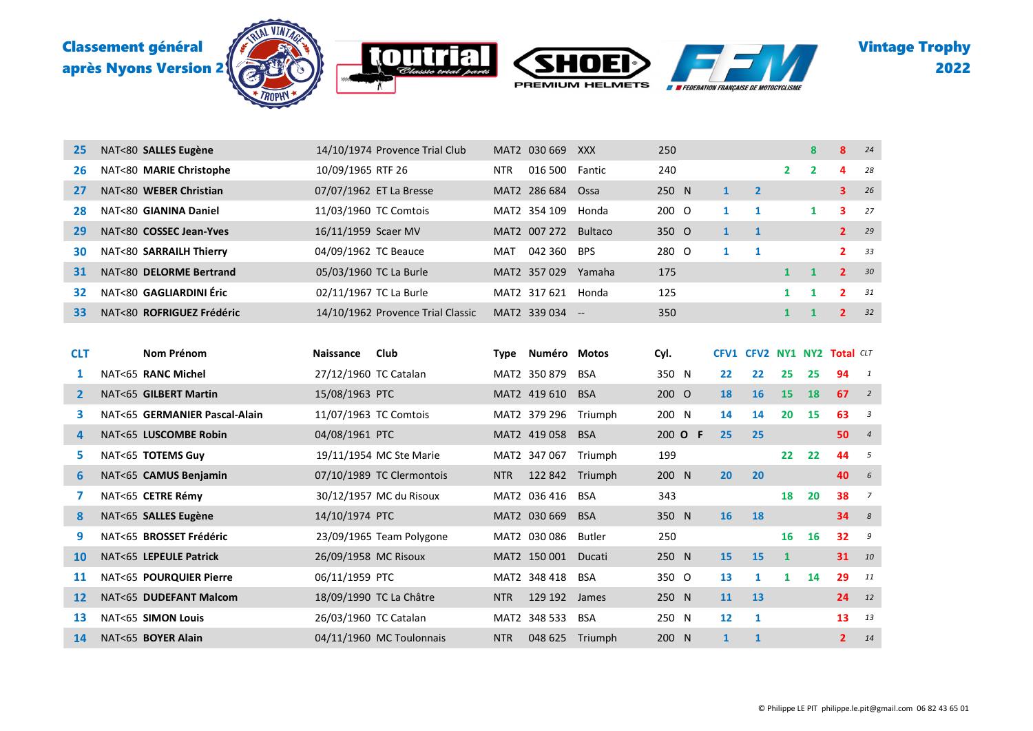Classement général après Nyons Version 2

Vintage Trophy 2022

| CLT | | Nom Prénom | Naissance | Club | Type | Numéro | Motos | Cyl. | | | CFV1 | CFV2 | NY1 | NY2 | Total | CLT |
|---|---|---|---|---|---|---|---|---|---|---|---|---|---|---|---|---|
| 25 | NAT<80 | **SALLES Eugène** | 14/10/1974 | Provence Trial Club | MAT2 | 030 669 | XXX | 250 | | | | | | 8 | 8 | 24 |
| 26 | NAT<80 | **MARIE Christophe** | 10/09/1965 | RTF 26 | NTR | 016 500 | Fantic | 240 | | | | | 2 | 2 | 4 | 28 |
| 27 | NAT<80 | **WEBER Christian** | 07/07/1962 | ET La Bresse | MAT2 | 286 684 | Ossa | 250 | N | | 1 | 2 | | | 3 | 26 |
| 28 | NAT<80 | **GIANINA Daniel** | 11/03/1960 | TC Comtois | MAT2 | 354 109 | Honda | 200 | O | | 1 | 1 | | 1 | 3 | 27 |
| 29 | NAT<80 | **COSSEC Jean-Yves** | 16/11/1959 | Scaer MV | MAT2 | 007 272 | Bultaco | 350 | O | | 1 | 1 | | | 2 | 29 |
| 30 | NAT<80 | **SARRAILH Thierry** | 04/09/1962 | TC Beauce | MAT | 042 360 | BPS | 280 | O | | 1 | 1 | | | 2 | 33 |
| 31 | NAT<80 | **DELORME Bertrand** | 05/03/1960 | TC La Burle | MAT2 | 357 029 | Yamaha | 175 | | | | | 1 | 1 | 2 | 30 |
| 32 | NAT<80 | **GAGLIARDINI Éric** | 02/11/1967 | TC La Burle | MAT2 | 317 621 | Honda | 125 | | | | | 1 | 1 | 2 | 31 |
| 33 | NAT<80 | **ROFRIGUEZ Frédéric** | 14/10/1962 | Provence Trial Classic | MAT2 | 339 034 | -- | 350 | | | | | 1 | 1 | 2 | 32 |

| CLT | | Nom Prénom | Naissance | Club | Type | Numéro | Motos | Cyl. | | | CFV1 | CFV2 | NY1 | NY2 | Total | CLT |
|---|---|---|---|---|---|---|---|---|---|---|---|---|---|---|---|---|
| 1 | NAT<65 | **RANC Michel** | 27/12/1960 | TC Catalan | MAT2 | 350 879 | BSA | 350 | N | | 22 | 22 | 25 | 25 | 94 | 1 |
| 2 | NAT<65 | **GILBERT Martin** | 15/08/1963 | PTC | MAT2 | 419 610 | BSA | 200 | O | | 18 | 16 | 15 | 18 | 67 | 2 |
| 3 | NAT<65 | **GERMANIER Pascal-Alain** | 11/07/1963 | TC Comtois | MAT2 | 379 296 | Triumph | 200 | N | | 14 | 14 | 20 | 15 | 63 | 3 |
| 4 | NAT<65 | **LUSCOMBE Robin** | 04/08/1961 | PTC | MAT2 | 419 058 | BSA | 200 | **O** | **F** | 25 | 25 | | | 50 | 4 |
| 5 | NAT<65 | **TOTEMS Guy** | 19/11/1954 | MC Ste Marie | MAT2 | 347 067 | Triumph | 199 | | | | | 22 | 22 | 44 | 5 |
| 6 | NAT<65 | **CAMUS Benjamin** | 07/10/1989 | TC Clermontois | NTR | 122 842 | Triumph | 200 | N | | 20 | 20 | | | 40 | 6 |
| 7 | NAT<65 | **CETRE Rémy** | 30/12/1957 | MC du Risoux | MAT2 | 036 416 | BSA | 343 | | | | | 18 | 20 | 38 | 7 |
| 8 | NAT<65 | **SALLES Eugène** | 14/10/1974 | PTC | MAT2 | 030 669 | BSA | 350 | N | | 16 | 18 | | | 34 | 8 |
| 9 | NAT<65 | **BROSSET Frédéric** | 23/09/1965 | Team Polygone | MAT2 | 030 086 | Butler | 250 | | | | | 16 | 16 | 32 | 9 |
| 10 | NAT<65 | **LEPEULE Patrick** | 26/09/1958 | MC Risoux | MAT2 | 150 001 | Ducati | 250 | N | | 15 | 15 | 1 | | 31 | 10 |
| 11 | NAT<65 | **POURQUIER Pierre** | 06/11/1959 | PTC | MAT2 | 348 418 | BSA | 350 | O | | 13 | 1 | 1 | 14 | 29 | 11 |
| 12 | NAT<65 | **DUDEFANT Malcom** | 18/09/1990 | TC La Châtre | NTR | 129 192 | James | 250 | N | | 11 | 13 | | | 24 | 12 |
| 13 | NAT<65 | **SIMON Louis** | 26/03/1960 | TC Catalan | MAT2 | 348 533 | BSA | 250 | N | | 12 | 1 | | | 13 | 13 |
| 14 | NAT<65 | **BOYER Alain** | 04/11/1960 | MC Toulonnais | NTR | 048 625 | Triumph | 200 | N | | 1 | 1 | | | 2 | 14 |

© Philippe LE PIT philippe.le.pit@gmail.com 06 82 43 65 01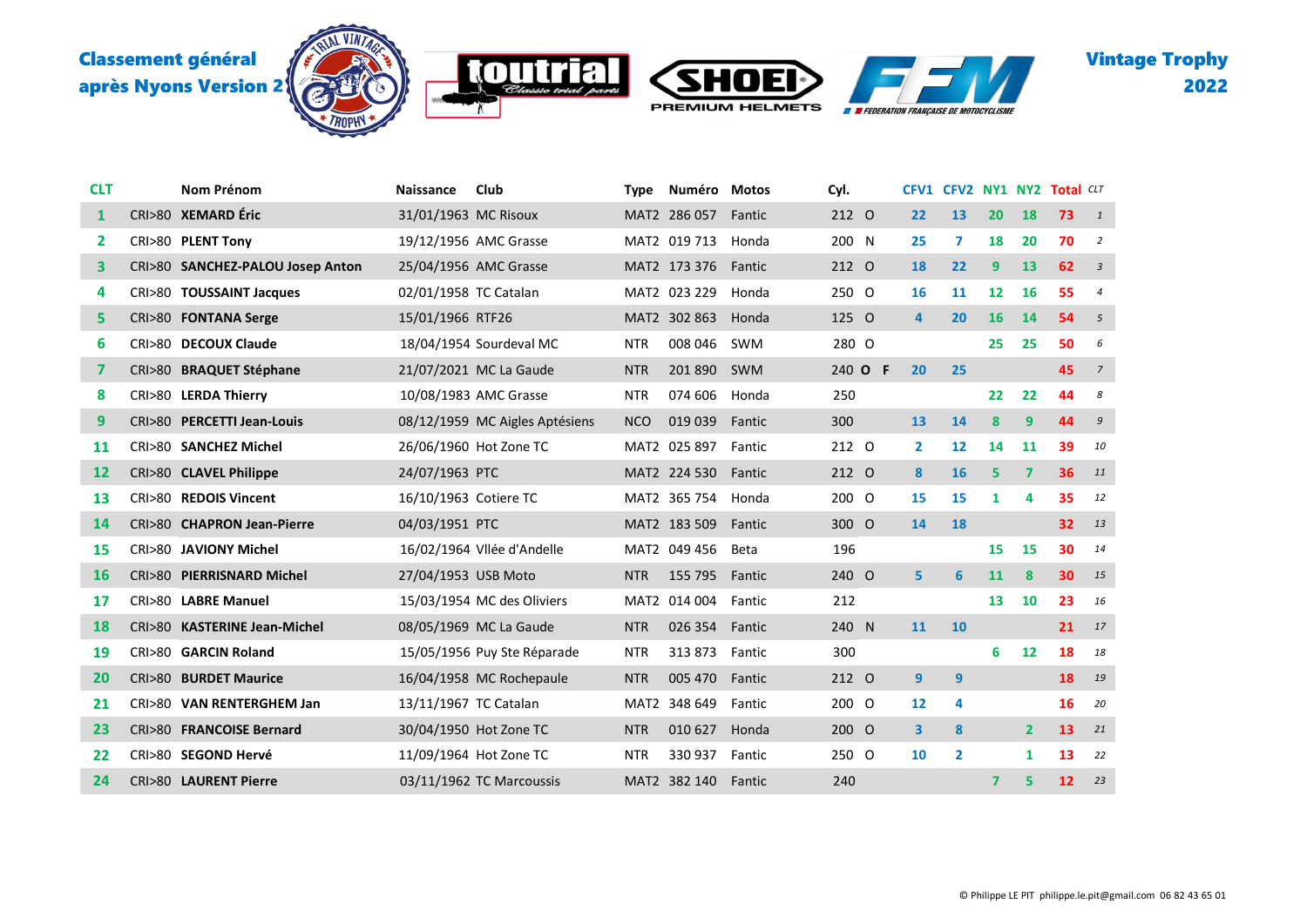Classement général après Nyons Version 2

Vintage Trophy 2022

| CLT | | Nom Prénom | Naissance | Club | Type | Numéro | Motos | Cyl. | | | CFV1 | CFV2 | NY1 | NY2 | Total | CLT |
|---|---|---|---|---|---|---|---|---|---|---|---|---|---|---|---|---|
| 1 | CRI>80 | **XEMARD Éric** | 31/01/1963 | MC Risoux | MAT2 | 286 057 | Fantic | 212 | O | | 22 | 13 | 20 | 18 | 73 | 1 |
| 2 | CRI>80 | **PLENT Tony** | 19/12/1956 | AMC Grasse | MAT2 | 019 713 | Honda | 200 | N | | 25 | 7 | 18 | 20 | 70 | 2 |
| 3 | CRI>80 | **SANCHEZ-PALOU Josep Anton** | 25/04/1956 | AMC Grasse | MAT2 | 173 376 | Fantic | 212 | O | | 18 | 22 | 9 | 13 | 62 | 3 |
| 4 | CRI>80 | **TOUSSAINT Jacques** | 02/01/1958 | TC Catalan | MAT2 | 023 229 | Honda | 250 | O | | 16 | 11 | 12 | 16 | 55 | 4 |
| 5 | CRI>80 | **FONTANA Serge** | 15/01/1966 | RTF26 | MAT2 | 302 863 | Honda | 125 | O | | 4 | 20 | 16 | 14 | 54 | 5 |
| 6 | CRI>80 | **DECOUX Claude** | 18/04/1954 | Sourdeval MC | NTR | 008 046 | SWM | 280 | O | | | | 25 | 25 | 50 | 6 |
| 7 | CRI>80 | **BRAQUET Stéphane** | 21/07/2021 | MC La Gaude | NTR | 201 890 | SWM | 240 | **O** | **F** | 20 | 25 | | | 45 | 7 |
| 8 | CRI>80 | **LERDA Thierry** | 10/08/1983 | AMC Grasse | NTR | 074 606 | Honda | 250 | | | | | 22 | 22 | 44 | 8 |
| 9 | CRI>80 | **PERCETTI Jean-Louis** | 08/12/1959 | MC Aigles Aptésiens | NCO | 019 039 | Fantic | 300 | | | 13 | 14 | 8 | 9 | 44 | 9 |
| 11 | CRI>80 | **SANCHEZ Michel** | 26/06/1960 | Hot Zone TC | MAT2 | 025 897 | Fantic | 212 | O | | 2 | 12 | 14 | 11 | 39 | 10 |
| 12 | CRI>80 | **CLAVEL Philippe** | 24/07/1963 | PTC | MAT2 | 224 530 | Fantic | 212 | O | | 8 | 16 | 5 | 7 | 36 | 11 |
| 13 | CRI>80 | **REDOIS Vincent** | 16/10/1963 | Cotiere TC | MAT2 | 365 754 | Honda | 200 | O | | 15 | 15 | 1 | 4 | 35 | 12 |
| 14 | CRI>80 | **CHAPRON Jean-Pierre** | 04/03/1951 | PTC | MAT2 | 183 509 | Fantic | 300 | O | | 14 | 18 | | | 32 | 13 |
| 15 | CRI>80 | **JAVIONY Michel** | 16/02/1964 | Vllée d'Andelle | MAT2 | 049 456 | Beta | 196 | | | | | 15 | 15 | 30 | 14 |
| 16 | CRI>80 | **PIERRISNARD Michel** | 27/04/1953 | USB Moto | NTR | 155 795 | Fantic | 240 | O | | 5 | 6 | 11 | 8 | 30 | 15 |
| 17 | CRI>80 | **LABRE Manuel** | 15/03/1954 | MC des Oliviers | MAT2 | 014 004 | Fantic | 212 | | | | | 13 | 10 | 23 | 16 |
| 18 | CRI>80 | **KASTERINE Jean-Michel** | 08/05/1969 | MC La Gaude | NTR | 026 354 | Fantic | 240 | N | | 11 | 10 | | | 21 | 17 |
| 19 | CRI>80 | **GARCIN Roland** | 15/05/1956 | Puy Ste Réparade | NTR | 313 873 | Fantic | 300 | | | | | 6 | 12 | 18 | 18 |
| 20 | CRI>80 | **BURDET Maurice** | 16/04/1958 | MC Rochepaule | NTR | 005 470 | Fantic | 212 | O | | 9 | 9 | | | 18 | 19 |
| 21 | CRI>80 | **VAN RENTERGHEM Jan** | 13/11/1967 | TC Catalan | MAT2 | 348 649 | Fantic | 200 | O | | 12 | 4 | | | 16 | 20 |
| 23 | CRI>80 | **FRANCOISE Bernard** | 30/04/1950 | Hot Zone TC | NTR | 010 627 | Honda | 200 | O | | 3 | 8 | | 2 | 13 | 21 |
| 22 | CRI>80 | **SEGOND Hervé** | 11/09/1964 | Hot Zone TC | NTR | 330 937 | Fantic | 250 | O | | 10 | 2 | | 1 | 13 | 22 |
| 24 | CRI>80 | **LAURENT Pierre** | 03/11/1962 | TC Marcoussis | MAT2 | 382 140 | Fantic | 240 | | | | | 7 | 5 | 12 | 23 |

© Philippe LE PIT philippe.le.pit@gmail.com 06 82 43 65 01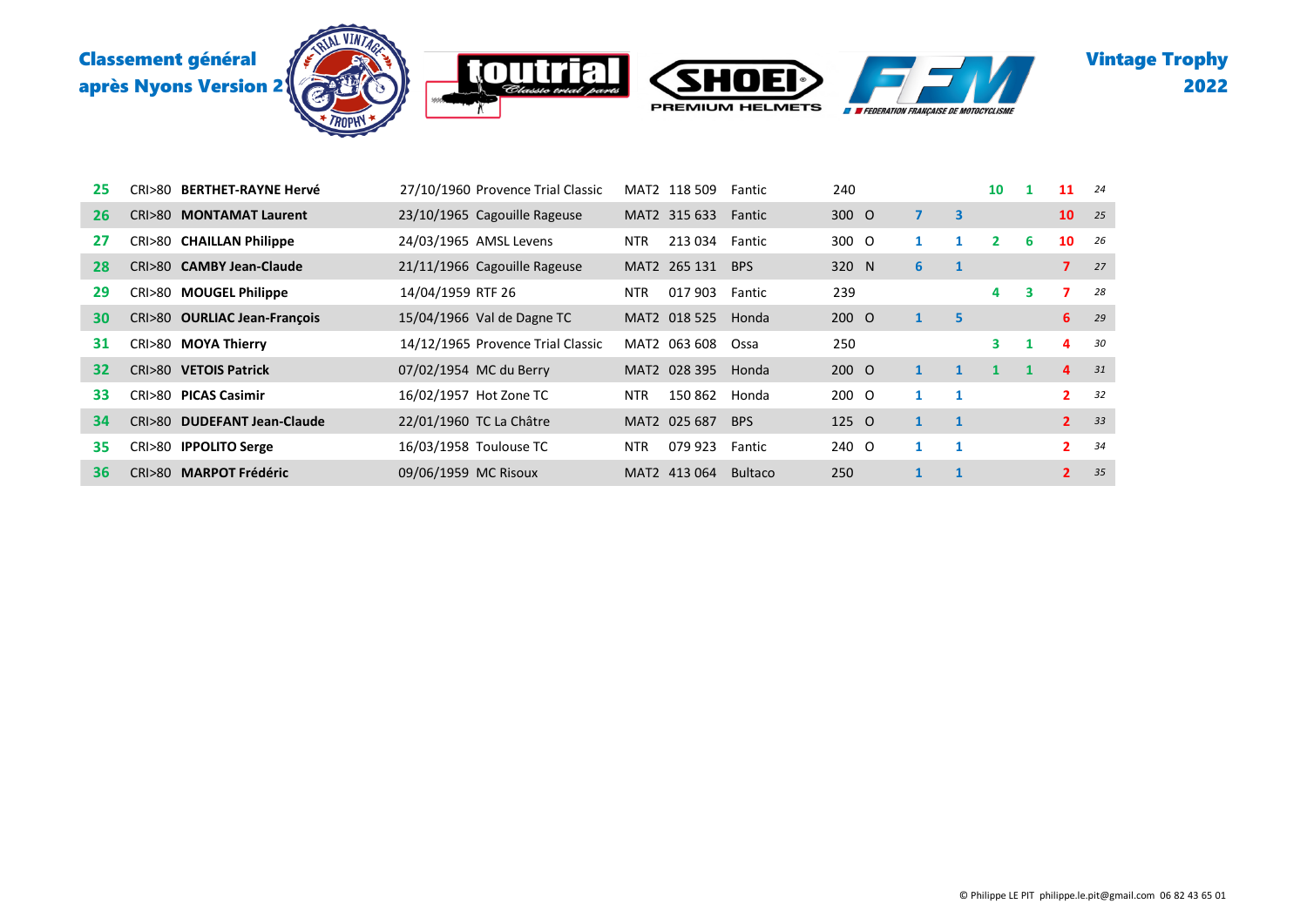**Classement général après Nyons Version 2**

**Vintage Trophy 2022**

| | | | | | | | | | | | | | | | |
|---|---|---|---|---|---|---|---|---|---|---|---|---|---|---|---|
| 25 | CRI>80 | **BERTHET-RAYNE Hervé** | 27/10/1960 | Provence Trial Classic | MAT2 | 118 509 | Fantic | 240 | | | | 10 | 1 | 11 | *24* |
| 26 | CRI>80 | **MONTAMAT Laurent** | 23/10/1965 | Cagouille Rageuse | MAT2 | 315 633 | Fantic | 300 | O | 7 | 3 | | | 10 | *25* |
| 27 | CRI>80 | **CHAILLAN Philippe** | 24/03/1965 | AMSL Levens | NTR | 213 034 | Fantic | 300 | O | 1 | 1 | 2 | 6 | 10 | *26* |
| 28 | CRI>80 | **CAMBY Jean-Claude** | 21/11/1966 | Cagouille Rageuse | MAT2 | 265 131 | BPS | 320 | N | 6 | 1 | | | 7 | *27* |
| 29 | CRI>80 | **MOUGEL Philippe** | 14/04/1959 | RTF 26 | NTR | 017 903 | Fantic | 239 | | | | 4 | 3 | 7 | *28* |
| 30 | CRI>80 | **OURLIAC Jean-François** | 15/04/1966 | Val de Dagne TC | MAT2 | 018 525 | Honda | 200 | O | 1 | 5 | | | 6 | *29* |
| 31 | CRI>80 | **MOYA Thierry** | 14/12/1965 | Provence Trial Classic | MAT2 | 063 608 | Ossa | 250 | | | | 3 | 1 | 4 | *30* |
| 32 | CRI>80 | **VETOIS Patrick** | 07/02/1954 | MC du Berry | MAT2 | 028 395 | Honda | 200 | O | 1 | 1 | 1 | 1 | 4 | *31* |
| 33 | CRI>80 | **PICAS Casimir** | 16/02/1957 | Hot Zone TC | NTR | 150 862 | Honda | 200 | O | 1 | 1 | | | 2 | *32* |
| 34 | CRI>80 | **DUDEFANT Jean-Claude** | 22/01/1960 | TC La Châtre | MAT2 | 025 687 | BPS | 125 | O | 1 | 1 | | | 2 | *33* |
| 35 | CRI>80 | **IPPOLITO Serge** | 16/03/1958 | Toulouse TC | NTR | 079 923 | Fantic | 240 | O | 1 | 1 | | | 2 | *34* |
| 36 | CRI>80 | **MARPOT Frédéric** | 09/06/1959 | MC Risoux | MAT2 | 413 064 | Bultaco | 250 | | 1 | 1 | | | 2 | *35* |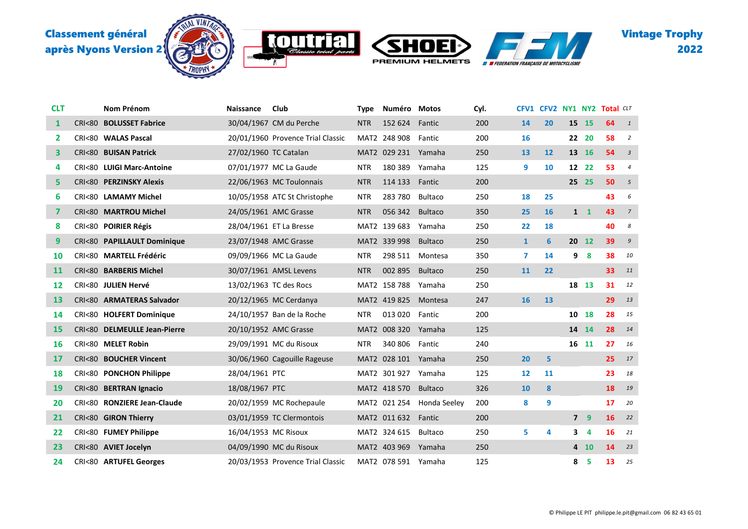**Classement général après Nyons Version 2**

**Vintage Trophy 2022**

| CLT | | Nom Prénom | Naissance | Club | Type | Numéro | Motos | Cyl. | CFV1 | CFV2 | NY1 | NY2 | Total | CLT |
|---|---|---|---|---|---|---|---|---|---|---|---|---|---|---|
| 1 | CRI<80 | **BOLUSSET Fabrice** | 30/04/1967 | CM du Perche | NTR | 152 624 | Fantic | 200 | 14 | 20 | 15 | 15 | 64 | 1 |
| 2 | CRI<80 | **WALAS Pascal** | 20/01/1960 | Provence Trial Classic | MAT2 | 248 908 | Fantic | 200 | 16 | | 22 | 20 | 58 | 2 |
| 3 | CRI<80 | **BUISAN Patrick** | 27/02/1960 | TC Catalan | MAT2 | 029 231 | Yamaha | 250 | 13 | 12 | 13 | 16 | 54 | 3 |
| 4 | CRI<80 | **LUIGI Marc-Antoine** | 07/01/1977 | MC La Gaude | NTR | 180 389 | Yamaha | 125 | 9 | 10 | 12 | 22 | 53 | 4 |
| 5 | CRI<80 | **PERZINSKY Alexis** | 22/06/1963 | MC Toulonnais | NTR | 114 133 | Fantic | 200 | | | 25 | 25 | 50 | 5 |
| 6 | CRI<80 | **LAMAMY Michel** | 10/05/1958 | ATC St Christophe | NTR | 283 780 | Bultaco | 250 | 18 | 25 | | | 43 | 6 |
| 7 | CRI<80 | **MARTROU Michel** | 24/05/1961 | AMC Grasse | NTR | 056 342 | Bultaco | 350 | 25 | 16 | 1 | 1 | 43 | 7 |
| 8 | CRI<80 | **POIRIER Régis** | 28/04/1961 | ET La Bresse | MAT2 | 139 683 | Yamaha | 250 | 22 | 18 | | | 40 | 8 |
| 9 | CRI<80 | **PAPILLAULT Dominique** | 23/07/1948 | AMC Grasse | MAT2 | 339 998 | Bultaco | 250 | 1 | 6 | 20 | 12 | 39 | 9 |
| 10 | CRI<80 | **MARTELL Frédéric** | 09/09/1966 | MC La Gaude | NTR | 298 511 | Montesa | 350 | 7 | 14 | 9 | 8 | 38 | 10 |
| 11 | CRI<80 | **BARBERIS Michel** | 30/07/1961 | AMSL Levens | NTR | 002 895 | Bultaco | 250 | 11 | 22 | | | 33 | 11 |
| 12 | CRI<80 | **JULIEN Hervé** | 13/02/1963 | TC des Rocs | MAT2 | 158 788 | Yamaha | 250 | | | 18 | 13 | 31 | 12 |
| 13 | CRI<80 | **ARMATERAS Salvador** | 20/12/1965 | MC Cerdanya | MAT2 | 419 825 | Montesa | 247 | 16 | 13 | | | 29 | 13 |
| 14 | CRI<80 | **HOLFERT Dominique** | 24/10/1957 | Ban de la Roche | NTR | 013 020 | Fantic | 200 | | | 10 | 18 | 28 | 15 |
| 15 | CRI<80 | **DELMEULLE Jean-Pierre** | 20/10/1952 | AMC Grasse | MAT2 | 008 320 | Yamaha | 125 | | | 14 | 14 | 28 | 14 |
| 16 | CRI<80 | **MELET Robin** | 29/09/1991 | MC du Risoux | NTR | 340 806 | Fantic | 240 | | | 16 | 11 | 27 | 16 |
| 17 | CRI<80 | **BOUCHER Vincent** | 30/06/1960 | Cagouille Rageuse | MAT2 | 028 101 | Yamaha | 250 | 20 | 5 | | | 25 | 17 |
| 18 | CRI<80 | **PONCHON Philippe** | 28/04/1961 | PTC | MAT2 | 301 927 | Yamaha | 125 | 12 | 11 | | | 23 | 18 |
| 19 | CRI<80 | **BERTRAN Ignacio** | 18/08/1967 | PTC | MAT2 | 418 570 | Bultaco | 326 | 10 | 8 | | | 18 | 19 |
| 20 | CRI<80 | **RONZIERE Jean-Claude** | 20/02/1959 | MC Rochepaule | MAT2 | 021 254 | Honda Seeley | 200 | 8 | 9 | | | 17 | 20 |
| 21 | CRI<80 | **GIRON Thierry** | 03/01/1959 | TC Clermontois | MAT2 | 011 632 | Fantic | 200 | | | 7 | 9 | 16 | 22 |
| 22 | CRI<80 | **FUMEY Philippe** | 16/04/1953 | MC Risoux | MAT2 | 324 615 | Bultaco | 250 | 5 | 4 | 3 | 4 | 16 | 21 |
| 23 | CRI<80 | **AVIET Jocelyn** | 04/09/1990 | MC du Risoux | MAT2 | 403 969 | Yamaha | 250 | | | 4 | 10 | 14 | 23 |
| 24 | CRI<80 | **ARTUFEL Georges** | 20/03/1953 | Provence Trial Classic | MAT2 | 078 591 | Yamaha | 125 | | | 8 | 5 | 13 | 25 |

© Philippe LE PIT philippe.le.pit@gmail.com 06 82 43 65 01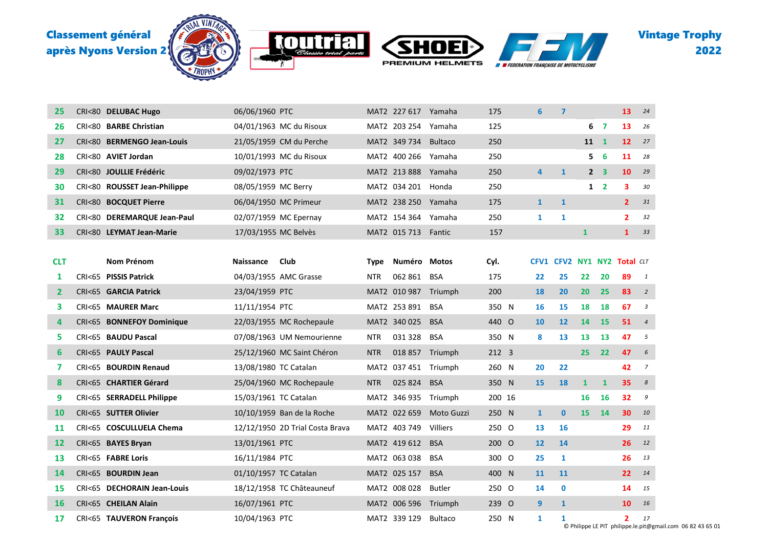# Classement général après Nyons Version 2

# Vintage Trophy 2022

| CLT | | Nom Prénom | Naissance | Club | Type | Numéro | Motos | Cyl. | | CFV1 | CFV2 | NY1 | NY2 | Total | CLT |
|---|---|---|---|---|---|---|---|---|---|---|---|---|---|---|---|
| 25 | CRI<80 | **DELUBAC Hugo** | 06/06/1960 | PTC | MAT2 | 227 617 | Yamaha | 175 | | 6 | 7 | | | 13 | 24 |
| 26 | CRI<80 | **BARBE Christian** | 04/01/1963 | MC du Risoux | MAT2 | 203 254 | Yamaha | 125 | | | | 6 | 7 | 13 | 26 |
| 27 | CRI<80 | **BERMENGO Jean-Louis** | 21/05/1959 | CM du Perche | MAT2 | 349 734 | Bultaco | 250 | | | | 11 | 1 | 12 | 27 |
| 28 | CRI<80 | **AVIET Jordan** | 10/01/1993 | MC du Risoux | MAT2 | 400 266 | Yamaha | 250 | | | | 5 | 6 | 11 | 28 |
| 29 | CRI<80 | **JOULLIE Frédéric** | 09/02/1973 | PTC | MAT2 | 213 888 | Yamaha | 250 | | 4 | 1 | 2 | 3 | 10 | 29 |
| 30 | CRI<80 | **ROUSSET Jean-Philippe** | 08/05/1959 | MC Berry | MAT2 | 034 201 | Honda | 250 | | | | 1 | 2 | 3 | 30 |
| 31 | CRI<80 | **BOCQUET Pierre** | 06/04/1950 | MC Primeur | MAT2 | 238 250 | Yamaha | 175 | | 1 | 1 | | | 2 | 31 |
| 32 | CRI<80 | **DEREMARQUE Jean-Paul** | 02/07/1959 | MC Epernay | MAT2 | 154 364 | Yamaha | 250 | | 1 | 1 | | | 2 | 32 |
| 33 | CRI<80 | **LEYMAT Jean-Marie** | 17/03/1955 | MC Belvès | MAT2 | 015 713 | Fantic | 157 | | | | 1 | | 1 | 33 |

| CLT | | Nom Prénom | Naissance | Club | Type | Numéro | Motos | Cyl. | | CFV1 | CFV2 | NY1 | NY2 | Total | CLT |
|---|---|---|---|---|---|---|---|---|---|---|---|---|---|---|---|
| 1 | CRI<65 | **PISSIS Patrick** | 04/03/1955 | AMC Grasse | NTR | 062 861 | BSA | 175 | | 22 | 25 | 22 | 20 | 89 | 1 |
| 2 | CRI<65 | **GARCIA Patrick** | 23/04/1959 | PTC | MAT2 | 010 987 | Triumph | 200 | | 18 | 20 | 20 | 25 | 83 | 2 |
| 3 | CRI<65 | **MAURER Marc** | 11/11/1954 | PTC | MAT2 | 253 891 | BSA | 350 | N | 16 | 15 | 18 | 18 | 67 | 3 |
| 4 | CRI<65 | **BONNEFOY Dominique** | 22/03/1955 | MC Rochepaule | MAT2 | 340 025 | BSA | 440 | O | 10 | 12 | 14 | 15 | 51 | 4 |
| 5 | CRI<65 | **BAUDU Pascal** | 07/08/1963 | UM Nemourienne | NTR | 031 328 | BSA | 350 | N | 8 | 13 | 13 | 13 | 47 | 5 |
| 6 | CRI<65 | **PAULY Pascal** | 25/12/1960 | MC Saint Chéron | NTR | 018 857 | Triumph | 212 | 3 | | | 25 | 22 | 47 | 6 |
| 7 | CRI<65 | **BOURDIN Renaud** | 13/08/1980 | TC Catalan | MAT2 | 037 451 | Triumph | 260 | N | 20 | 22 | | | 42 | 7 |
| 8 | CRI<65 | **CHARTIER Gérard** | 25/04/1960 | MC Rochepaule | NTR | 025 824 | BSA | 350 | N | 15 | 18 | 1 | 1 | 35 | 8 |
| 9 | CRI<65 | **SERRADELL Philippe** | 15/03/1961 | TC Catalan | MAT2 | 346 935 | Triumph | 200 | 16 | | | 16 | 16 | 32 | 9 |
| 10 | CRI<65 | **SUTTER Olivier** | 10/10/1959 | Ban de la Roche | MAT2 | 022 659 | Moto Guzzi | 250 | N | 1 | 0 | 15 | 14 | 30 | 10 |
| 11 | CRI<65 | **COSCULLUELA Chema** | 12/12/1950 | 2D Trial Costa Brava | MAT2 | 403 749 | Villiers | 250 | O | 13 | 16 | | | 29 | 11 |
| 12 | CRI<65 | **BAYES Bryan** | 13/01/1961 | PTC | MAT2 | 419 612 | BSA | 200 | O | 12 | 14 | | | 26 | 12 |
| 13 | CRI<65 | **FABRE Loris** | 16/11/1984 | PTC | MAT2 | 063 038 | BSA | 300 | O | 25 | 1 | | | 26 | 13 |
| 14 | CRI<65 | **BOURDIN Jean** | 01/10/1957 | TC Catalan | MAT2 | 025 157 | BSA | 400 | N | 11 | 11 | | | 22 | 14 |
| 15 | CRI<65 | **DECHORAIN Jean-Louis** | 18/12/1958 | TC Châteauneuf | MAT2 | 008 028 | Butler | 250 | O | 14 | 0 | | | 14 | 15 |
| 16 | CRI<65 | **CHEILAN Alain** | 16/07/1961 | PTC | MAT2 | 006 596 | Triumph | 239 | O | 9 | 1 | | | 10 | 16 |
| 17 | CRI<65 | **TAUVERON François** | 10/04/1963 | PTC | MAT2 | 339 129 | Bultaco | 250 | N | 1 | 1 | | | 2 | 17 |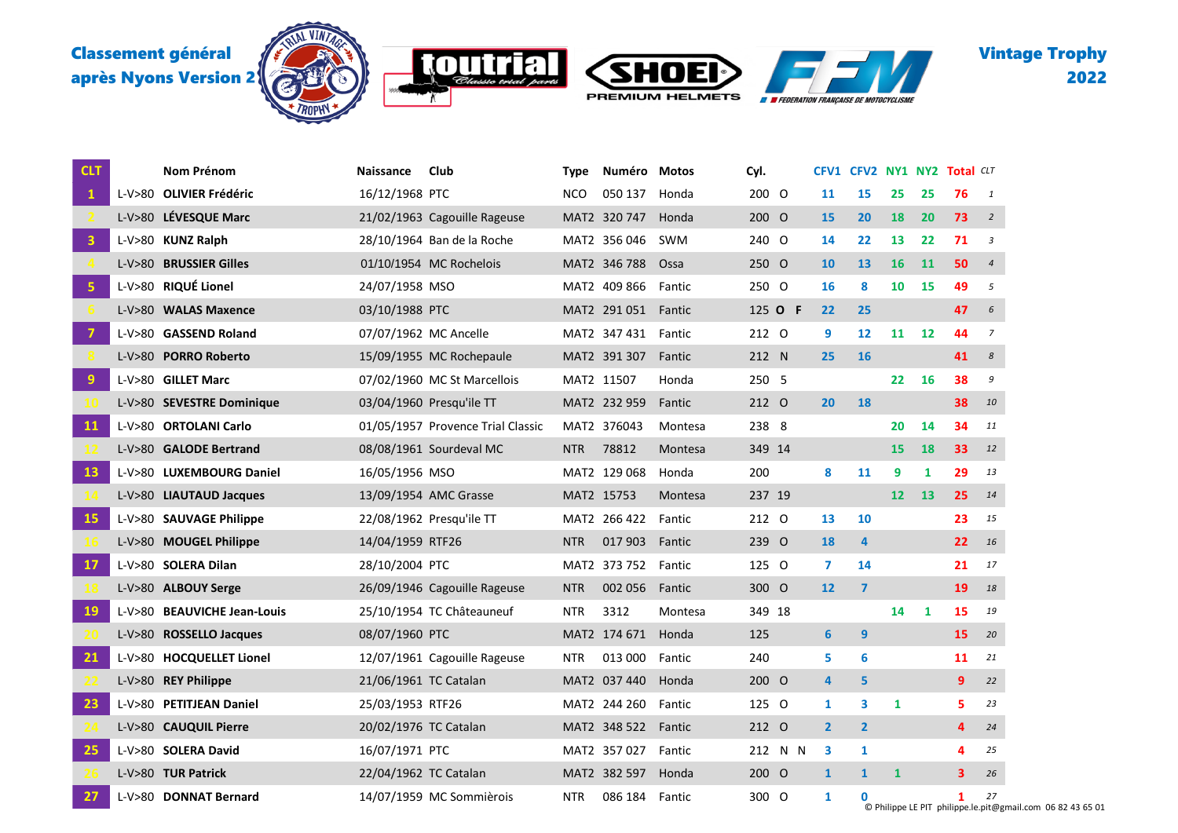**Classement général après Nyons Version 2**

**Vintage Trophy 2022**

| CLT | | Nom Prénom | Naissance | Club | Type | Numéro | Motos | Cyl. | | | CFV1 | CFV2 | NY1 | NY2 | Total | CLT |
|---|---|---|---|---|---|---|---|---|---|---|---|---|---|---|---|---|
| 1 | L-V>80 | **OLIVIER Frédéric** | 16/12/1968 | PTC | NCO | 050 137 | Honda | 200 | O | | 11 | 15 | 25 | 25 | 76 | 1 |
| 2 | L-V>80 | **LÉVESQUE Marc** | 21/02/1963 | Cagouille Rageuse | MAT2 | 320 747 | Honda | 200 | O | | 15 | 20 | 18 | 20 | 73 | 2 |
| 3 | L-V>80 | **KUNZ Ralph** | 28/10/1964 | Ban de la Roche | MAT2 | 356 046 | SWM | 240 | O | | 14 | 22 | 13 | 22 | 71 | 3 |
| 4 | L-V>80 | **BRUSSIER Gilles** | 01/10/1954 | MC Rochelois | MAT2 | 346 788 | Ossa | 250 | O | | 10 | 13 | 16 | 11 | 50 | 4 |
| 5 | L-V>80 | **RIQUÉ Lionel** | 24/07/1958 | MSO | MAT2 | 409 866 | Fantic | 250 | O | | 16 | 8 | 10 | 15 | 49 | 5 |
| 6 | L-V>80 | **WALAS Maxence** | 03/10/1988 | PTC | MAT2 | 291 051 | Fantic | 125 | **O** | **F** | 22 | 25 | | | 47 | 6 |
| 7 | L-V>80 | **GASSEND Roland** | 07/07/1962 | MC Ancelle | MAT2 | 347 431 | Fantic | 212 | O | | 9 | 12 | 11 | 12 | 44 | 7 |
| 8 | L-V>80 | **PORRO Roberto** | 15/09/1955 | MC Rochepaule | MAT2 | 391 307 | Fantic | 212 | N | | 25 | 16 | | | 41 | 8 |
| 9 | L-V>80 | **GILLET Marc** | 07/02/1960 | MC St Marcellois | MAT2 | 11507 | Honda | 250 | 5 | | | | 22 | 16 | 38 | 9 |
| 10 | L-V>80 | **SEVESTRE Dominique** | 03/04/1960 | Presqu'ile TT | MAT2 | 232 959 | Fantic | 212 | O | | 20 | 18 | | | 38 | 10 |
| 11 | L-V>80 | **ORTOLANI Carlo** | 01/05/1957 | Provence Trial Classic | MAT2 | 376043 | Montesa | 238 | 8 | | | | 20 | 14 | 34 | 11 |
| 12 | L-V>80 | **GALODE Bertrand** | 08/08/1961 | Sourdeval MC | NTR | 78812 | Montesa | 349 | 14 | | | | 15 | 18 | 33 | 12 |
| 13 | L-V>80 | **LUXEMBOURG Daniel** | 16/05/1956 | MSO | MAT2 | 129 068 | Honda | 200 | | | 8 | 11 | 9 | 1 | 29 | 13 |
| 14 | L-V>80 | **LIAUTAUD Jacques** | 13/09/1954 | AMC Grasse | MAT2 | 15753 | Montesa | 237 | 19 | | | | 12 | 13 | 25 | 14 |
| 15 | L-V>80 | **SAUVAGE Philippe** | 22/08/1962 | Presqu'ile TT | MAT2 | 266 422 | Fantic | 212 | O | | 13 | 10 | | | 23 | 15 |
| 16 | L-V>80 | **MOUGEL Philippe** | 14/04/1959 | RTF26 | NTR | 017 903 | Fantic | 239 | O | | 18 | 4 | | | 22 | 16 |
| 17 | L-V>80 | **SOLERA Dilan** | 28/10/2004 | PTC | MAT2 | 373 752 | Fantic | 125 | O | | 7 | 14 | | | 21 | 17 |
| 18 | L-V>80 | **ALBOUY Serge** | 26/09/1946 | Cagouille Rageuse | NTR | 002 056 | Fantic | 300 | O | | 12 | 7 | | | 19 | 18 |
| 19 | L-V>80 | **BEAUVICHE Jean-Louis** | 25/10/1954 | TC Châteauneuf | NTR | 3312 | Montesa | 349 | 18 | | | | 14 | 1 | 15 | 19 |
| 20 | L-V>80 | **ROSSELLO Jacques** | 08/07/1960 | PTC | MAT2 | 174 671 | Honda | 125 | | | 6 | 9 | | | 15 | 20 |
| 21 | L-V>80 | **HOCQUELLET Lionel** | 12/07/1961 | Cagouille Rageuse | NTR | 013 000 | Fantic | 240 | | | 5 | 6 | | | 11 | 21 |
| 22 | L-V>80 | **REY Philippe** | 21/06/1961 | TC Catalan | MAT2 | 037 440 | Honda | 200 | O | | 4 | 5 | | | 9 | 22 |
| 23 | L-V>80 | **PETITJEAN Daniel** | 25/03/1953 | RTF26 | MAT2 | 244 260 | Fantic | 125 | O | | 1 | 3 | 1 | | 5 | 23 |
| 24 | L-V>80 | **CAUQUIL Pierre** | 20/02/1976 | TC Catalan | MAT2 | 348 522 | Fantic | 212 | O | | 2 | 2 | | | 4 | 24 |
| 25 | L-V>80 | **SOLERA David** | 16/07/1971 | PTC | MAT2 | 357 027 | Fantic | 212 | N | N | 3 | 1 | | | 4 | 25 |
| 26 | L-V>80 | **TUR Patrick** | 22/04/1962 | TC Catalan | MAT2 | 382 597 | Honda | 200 | O | | 1 | 1 | 1 | | 3 | 26 |
| 27 | L-V>80 | **DONNAT Bernard** | 14/07/1959 | MC Sommièrois | NTR | 086 184 | Fantic | 300 | O | | 1 | 0 | | | 1 | 27 |

© Philippe LE PIT philippe.le.pit@gmail.com 06 82 43 65 01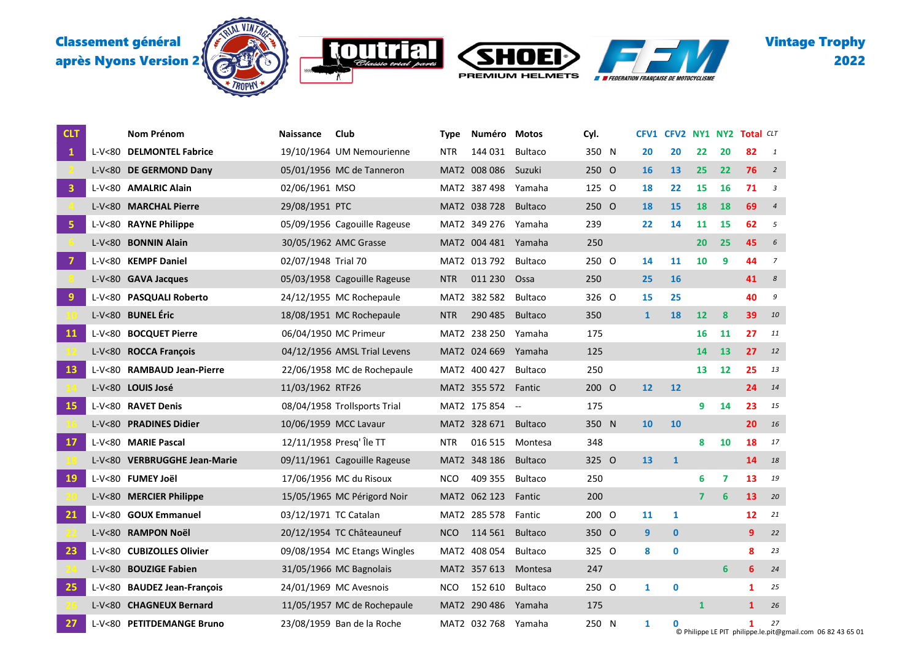**Classement général après Nyons Version 2**

**Vintage Trophy 2022**

| CLT | | Nom Prénom | Naissance | Club | Type | Numéro | Motos | Cyl. | | CFV1 | CFV2 | NY1 | NY2 | Total | *CLT* |
|---|---|---|---|---|---|---|---|---|---|---|---|---|---|---|---|
| 1 | L-V<80 | **DELMONTEL Fabrice** | 19/10/1964 | UM Nemourienne | NTR | 144 031 | Bultaco | 350 | N | 20 | 20 | 22 | 20 | 82 | *1* |
| 2 | L-V<80 | **DE GERMOND Dany** | 05/01/1956 | MC de Tanneron | MAT2 | 008 086 | Suzuki | 250 | O | 16 | 13 | 25 | 22 | 76 | *2* |
| 3 | L-V<80 | **AMALRIC Alain** | 02/06/1961 | MSO | MAT2 | 387 498 | Yamaha | 125 | O | 18 | 22 | 15 | 16 | 71 | *3* |
| 4 | L-V<80 | **MARCHAL Pierre** | 29/08/1951 | PTC | MAT2 | 038 728 | Bultaco | 250 | O | 18 | 15 | 18 | 18 | 69 | *4* |
| 5 | L-V<80 | **RAYNE Philippe** | 05/09/1956 | Cagouille Rageuse | MAT2 | 349 276 | Yamaha | 239 | | 22 | 14 | 11 | 15 | 62 | *5* |
| 6 | L-V<80 | **BONNIN Alain** | 30/05/1962 | AMC Grasse | MAT2 | 004 481 | Yamaha | 250 | | | | 20 | 25 | 45 | *6* |
| 7 | L-V<80 | **KEMPF Daniel** | 02/07/1948 | Trial 70 | MAT2 | 013 792 | Bultaco | 250 | O | 14 | 11 | 10 | 9 | 44 | *7* |
| 8 | L-V<80 | **GAVA Jacques** | 05/03/1958 | Cagouille Rageuse | NTR | 011 230 | Ossa | 250 | | 25 | 16 | | | 41 | *8* |
| 9 | L-V<80 | **PASQUALI Roberto** | 24/12/1955 | MC Rochepaule | MAT2 | 382 582 | Bultaco | 326 | O | 15 | 25 | | | 40 | *9* |
| 10 | L-V<80 | **BUNEL Éric** | 18/08/1951 | MC Rochepaule | NTR | 290 485 | Bultaco | 350 | | 1 | 18 | 12 | 8 | 39 | *10* |
| 11 | L-V<80 | **BOCQUET Pierre** | 06/04/1950 | MC Primeur | MAT2 | 238 250 | Yamaha | 175 | | | | 16 | 11 | 27 | *11* |
| 12 | L-V<80 | **ROCCA François** | 04/12/1956 | AMSL Trial Levens | MAT2 | 024 669 | Yamaha | 125 | | | | 14 | 13 | 27 | *12* |
| 13 | L-V<80 | **RAMBAUD Jean-Pierre** | 22/06/1958 | MC de Rochepaule | MAT2 | 400 427 | Bultaco | 250 | | | | 13 | 12 | 25 | *13* |
| 14 | L-V<80 | **LOUIS José** | 11/03/1962 | RTF26 | MAT2 | 355 572 | Fantic | 200 | O | 12 | 12 | | | 24 | *14* |
| 15 | L-V<80 | **RAVET Denis** | 08/04/1958 | Trollsports Trial | MAT2 | 175 854 | -- | 175 | | | | 9 | 14 | 23 | *15* |
| 16 | L-V<80 | **PRADINES Didier** | 10/06/1959 | MCC Lavaur | MAT2 | 328 671 | Bultaco | 350 | N | 10 | 10 | | | 20 | *16* |
| 17 | L-V<80 | **MARIE Pascal** | 12/11/1958 | Presq' Île TT | NTR | 016 515 | Montesa | 348 | | | | 8 | 10 | 18 | *17* |
| 18 | L-V<80 | **VERBRUGGHE Jean-Marie** | 09/11/1961 | Cagouille Rageuse | MAT2 | 348 186 | Bultaco | 325 | O | 13 | 1 | | | 14 | *18* |
| 19 | L-V<80 | **FUMEY Joël** | 17/06/1956 | MC du Risoux | NCO | 409 355 | Bultaco | 250 | | | | 6 | 7 | 13 | *19* |
| 20 | L-V<80 | **MERCIER Philippe** | 15/05/1965 | MC Périgord Noir | MAT2 | 062 123 | Fantic | 200 | | | | 7 | 6 | 13 | *20* |
| 21 | L-V<80 | **GOUX Emmanuel** | 03/12/1971 | TC Catalan | MAT2 | 285 578 | Fantic | 200 | O | 11 | 1 | | | 12 | *21* |
| 22 | L-V<80 | **RAMPON Noël** | 20/12/1954 | TC Châteauneuf | NCO | 114 561 | Bultaco | 350 | O | 9 | 0 | | | 9 | *22* |
| 23 | L-V<80 | **CUBIZOLLES Olivier** | 09/08/1954 | MC Etangs Wingles | MAT2 | 408 054 | Bultaco | 325 | O | 8 | 0 | | | 8 | *23* |
| 24 | L-V<80 | **BOUZIGE Fabien** | 31/05/1966 | MC Bagnolais | MAT2 | 357 613 | Montesa | 247 | | | | | 6 | 6 | *24* |
| 25 | L-V<80 | **BAUDEZ Jean-François** | 24/01/1969 | MC Avesnois | NCO | 152 610 | Bultaco | 250 | O | 1 | 0 | | | 1 | *25* |
| 26 | L-V<80 | **CHAGNEUX Bernard** | 11/05/1957 | MC de Rochepaule | MAT2 | 290 486 | Yamaha | 175 | | | | 1 | | 1 | *26* |
| 27 | L-V<80 | **PETITDEMANGE Bruno** | 23/08/1959 | Ban de la Roche | MAT2 | 032 768 | Yamaha | 250 | N | 1 | 0 | | | 1 | *27* |

© Philippe LE PIT philippe.le.pit@gmail.com 06 82 43 65 01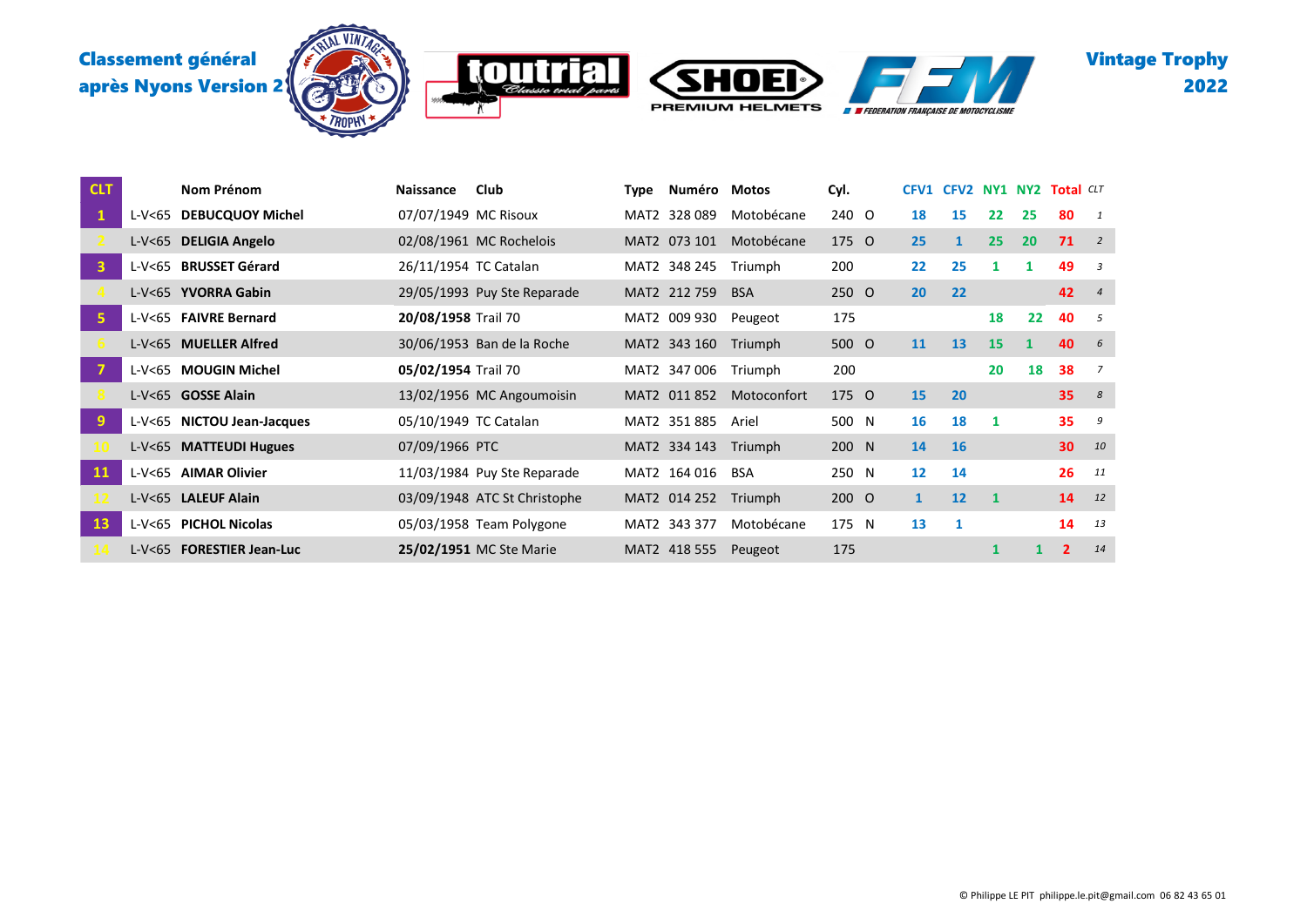**Classement général après Nyons Version 2**

**Vintage Trophy 2022**

| CLT | | Nom Prénom | Naissance | Club | Type | Numéro | Motos | Cyl. | | CFV1 | CFV2 | NY1 | NY2 | Total | CLT |
|---|---|---|---|---|---|---|---|---|---|---|---|---|---|---|---|
| 1 | L-V<65 | **DEBUCQUOY Michel** | 07/07/1949 | MC Risoux | MAT2 | 328 089 | Motobécane | 240 | O | 18 | 15 | 22 | 25 | 80 | 1 |
| 2 | L-V<65 | **DELIGIA Angelo** | 02/08/1961 | MC Rochelois | MAT2 | 073 101 | Motobécane | 175 | O | 25 | 1 | 25 | 20 | 71 | 2 |
| 3 | L-V<65 | **BRUSSET Gérard** | 26/11/1954 | TC Catalan | MAT2 | 348 245 | Triumph | 200 | | 22 | 25 | 1 | 1 | 49 | 3 |
| 4 | L-V<65 | **YVORRA Gabin** | 29/05/1993 | Puy Ste Reparade | MAT2 | 212 759 | BSA | 250 | O | 20 | 22 | | | 42 | 4 |
| 5 | L-V<65 | **FAIVRE Bernard** | **20/08/1958** | Trail 70 | MAT2 | 009 930 | Peugeot | 175 | | | | 18 | 22 | 40 | 5 |
| 6 | L-V<65 | **MUELLER Alfred** | 30/06/1953 | Ban de la Roche | MAT2 | 343 160 | Triumph | 500 | O | 11 | 13 | 15 | 1 | 40 | 6 |
| 7 | L-V<65 | **MOUGIN Michel** | **05/02/1954** | Trail 70 | MAT2 | 347 006 | Triumph | 200 | | | | 20 | 18 | 38 | 7 |
| 8 | L-V<65 | **GOSSE Alain** | 13/02/1956 | MC Angoumoisin | MAT2 | 011 852 | Motoconfort | 175 | O | 15 | 20 | | | 35 | 8 |
| 9 | L-V<65 | **NICTOU Jean-Jacques** | 05/10/1949 | TC Catalan | MAT2 | 351 885 | Ariel | 500 | N | 16 | 18 | 1 | | 35 | 9 |
| 10 | L-V<65 | **MATTEUDI Hugues** | 07/09/1966 | PTC | MAT2 | 334 143 | Triumph | 200 | N | 14 | 16 | | | 30 | 10 |
| 11 | L-V<65 | **AIMAR Olivier** | 11/03/1984 | Puy Ste Reparade | MAT2 | 164 016 | BSA | 250 | N | 12 | 14 | | | 26 | 11 |
| 12 | L-V<65 | **LALEUF Alain** | 03/09/1948 | ATC St Christophe | MAT2 | 014 252 | Triumph | 200 | O | 1 | 12 | 1 | | 14 | 12 |
| 13 | L-V<65 | **PICHOL Nicolas** | 05/03/1958 | Team Polygone | MAT2 | 343 377 | Motobécane | 175 | N | 13 | 1 | | | 14 | 13 |
| 14 | L-V<65 | **FORESTIER Jean-Luc** | **25/02/1951** | MC Ste Marie | MAT2 | 418 555 | Peugeot | 175 | | | | 1 | 1 | 2 | 14 |